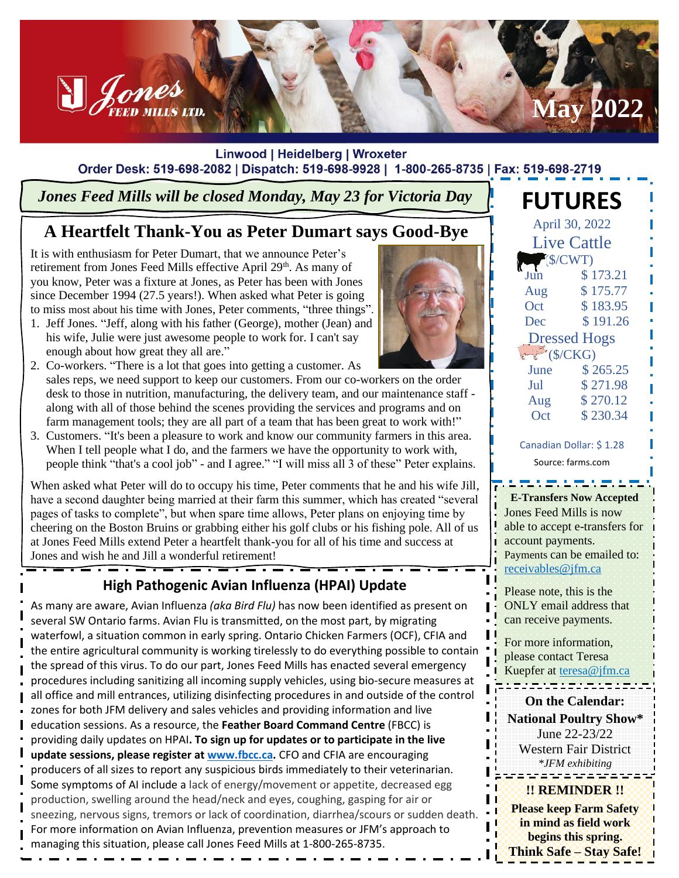# Jones Feed Mills Ltd. — May 2022

Linwood | Heidelberg | Wroxeter

Order Desk: 519-698-2082 | Dispatch: 519-698-9928 | 1-800-265-8735 | Fax: 519-698-2719

*Jones Feed Mills will be closed Monday, May 23 for Victoria Day*

## A Heartfelt Thank-You as Peter Dumart says Good-Bye

It is with enthusiasm for Peter Dumart, that we announce Peter's retirement from Jones Feed Mills effective April 29th. As many of you know, Peter was a fixture at Jones, as Peter has been with Jones since December 1994 (27.5 years!). When asked what Peter is going to miss most about his time with Jones, Peter comments, "three things".

1. Jeff Jones. "Jeff, along with his father (George), mother (Jean) and his wife, Julie were just awesome people to work for. I can't say enough about how great they all are."
2. Co-workers. "There is a lot that goes into getting a customer. As sales reps, we need support to keep our customers. From our co-workers on the order desk to those in nutrition, manufacturing, the delivery team, and our maintenance staff - along with all of those behind the scenes providing the services and programs and on farm management tools; they are all part of a team that has been great to work with!"
3. Customers. "It's been a pleasure to work and know our community farmers in this area. When I tell people what I do, and the farmers we have the opportunity to work with, people think "that's a cool job" - and I agree." "I will miss all 3 of these" Peter explains.

When asked what Peter will do to occupy his time, Peter comments that he and his wife Jill, have a second daughter being married at their farm this summer, which has created "several pages of tasks to complete", but when spare time allows, Peter plans on enjoying time by cheering on the Boston Bruins or grabbing either his golf clubs or his fishing pole. All of us at Jones Feed Mills extend Peter a heartfelt thank-you for all of his time and success at Jones and wish he and Jill a wonderful retirement!

## High Pathogenic Avian Influenza (HPAI) Update

As many are aware, Avian Influenza *(aka Bird Flu)* has now been identified as present on several SW Ontario farms. Avian Flu is transmitted, on the most part, by migrating waterfowl, a situation common in early spring. Ontario Chicken Farmers (OCF), CFIA and the entire agricultural community is working tirelessly to do everything possible to contain the spread of this virus. To do our part, Jones Feed Mills has enacted several emergency procedures including sanitizing all incoming supply vehicles, using bio-secure measures at all office and mill entrances, utilizing disinfecting procedures in and outside of the control zones for both JFM delivery and sales vehicles and providing information and live education sessions. As a resource, the **Feather Board Command Centre** (FBCC) is providing daily updates on HPAI**. To sign up for updates or to participate in the live update sessions, please register at www.fbcc.ca.** CFO and CFIA are encouraging producers of all sizes to report any suspicious birds immediately to their veterinarian. Some symptoms of AI include a lack of energy/movement or appetite, decreased egg production, swelling around the head/neck and eyes, coughing, gasping for air or sneezing, nervous signs, tremors or lack of coordination, diarrhea/scours or sudden death. For more information on Avian Influenza, prevention measures or JFM's approach to managing this situation, please call Jones Feed Mills at 1-800-265-8735.

## FUTURES

April 30, 2022

**Live Cattle** ($/CWT)

| Month | Price |
|---|---|
| Jun | $ 173.21 |
| Aug | $ 175.77 |
| Oct | $ 183.95 |
| Dec | $ 191.26 |

**Dressed Hogs** ($/CKG)

| Month | Price |
|---|---|
| June | $ 265.25 |
| Jul | $ 271.98 |
| Aug | $ 270.12 |
| Oct | $ 230.34 |

Canadian Dollar: $ 1.28

Source: farms.com

**E-Transfers Now Accepted**

Jones Feed Mills is now able to accept e-transfers for account payments. Payments can be emailed to: receivables@jfm.ca

Please note, this is the ONLY email address that can receive payments.

For more information, please contact Teresa Kuepfer at teresa@jfm.ca

**On the Calendar:**

**National Poultry Show***
June 22-23/22
Western Fair District
*\*JFM exhibiting*

**!! REMINDER !!**

**Please keep Farm Safety in mind as field work begins this spring. Think Safe – Stay Safe!**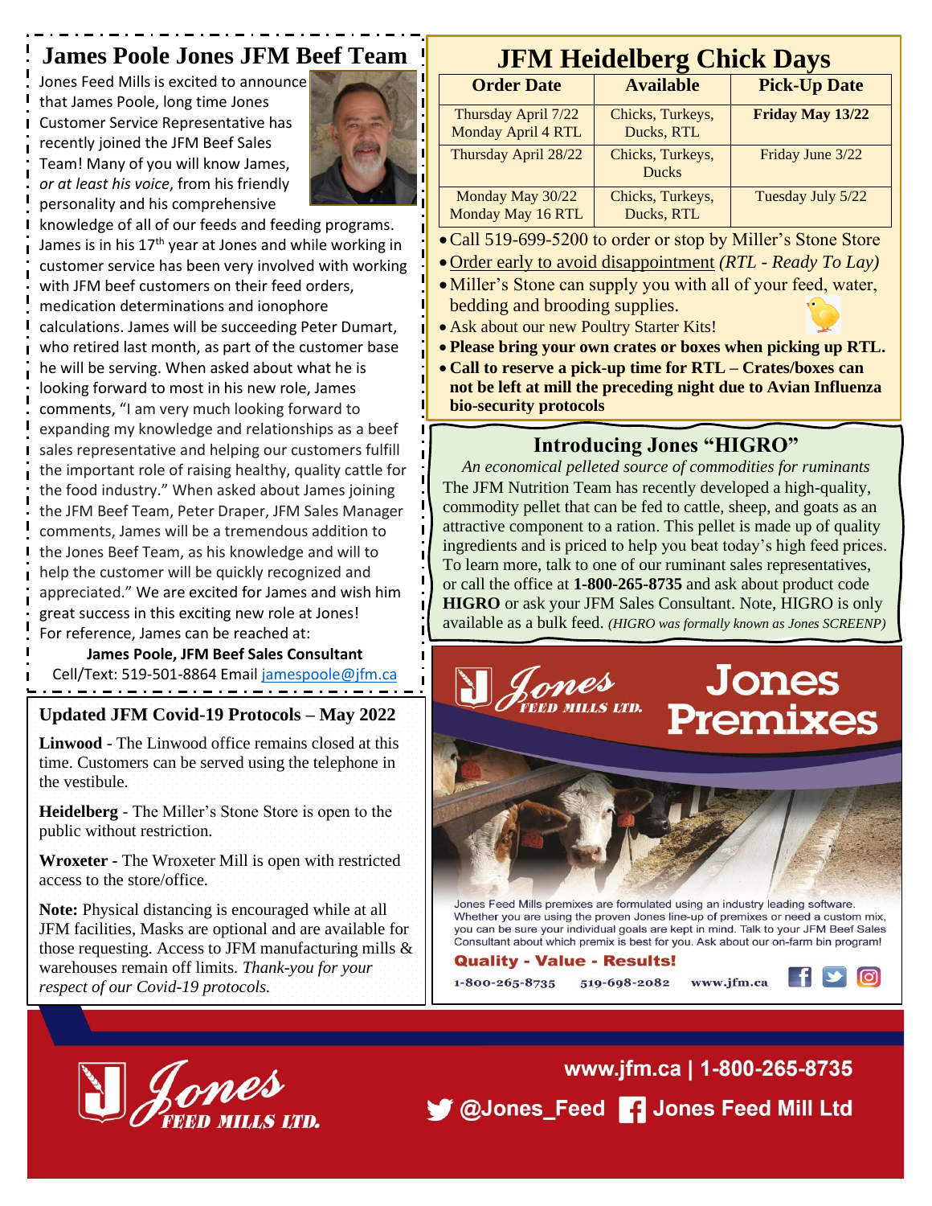## James Poole Jones JFM Beef Team

Jones Feed Mills is excited to announce that James Poole, long time Jones Customer Service Representative has recently joined the JFM Beef Sales Team! Many of you will know James, *or at least his voice*, from his friendly personality and his comprehensive knowledge of all of our feeds and feeding programs. James is in his 17th year at Jones and while working in customer service has been very involved with working with JFM beef customers on their feed orders, medication determinations and ionophore calculations. James will be succeeding Peter Dumart, who retired last month, as part of the customer base he will be serving. When asked about what he is looking forward to most in his new role, James comments, "I am very much looking forward to expanding my knowledge and relationships as a beef sales representative and helping our customers fulfill the important role of raising healthy, quality cattle for the food industry." When asked about James joining the JFM Beef Team, Peter Draper, JFM Sales Manager comments, James will be a tremendous addition to the Jones Beef Team, as his knowledge and will to help the customer will be quickly recognized and appreciated." We are excited for James and wish him great success in this exciting new role at Jones!
For reference, James can be reached at:

**James Poole, JFM Beef Sales Consultant**
Cell/Text: 519-501-8864 Email jamespoole@jfm.ca

## Updated JFM Covid-19 Protocols – May 2022

**Linwood** - The Linwood office remains closed at this time. Customers can be served using the telephone in the vestibule.

**Heidelberg** - The Miller's Stone Store is open to the public without restriction.

**Wroxeter** - The Wroxeter Mill is open with restricted access to the store/office.

**Note:** Physical distancing is encouraged while at all JFM facilities, Masks are optional and are available for those requesting. Access to JFM manufacturing mills & warehouses remain off limits. *Thank-you for your respect of our Covid-19 protocols.*

## JFM Heidelberg Chick Days

| Order Date | Available | Pick-Up Date |
|---|---|---|
| Thursday April 7/22<br>Monday April 4 RTL | Chicks, Turkeys, Ducks, RTL | **Friday May 13/22** |
| Thursday April 28/22 | Chicks, Turkeys, Ducks | Friday June 3/22 |
| Monday May 30/22<br>Monday May 16 RTL | Chicks, Turkeys, Ducks, RTL | Tuesday July 5/22 |

- Call 519-699-5200 to order or stop by Miller's Stone Store
- Order early to avoid disappointment *(RTL - Ready To Lay)*
- Miller's Stone can supply you with all of your feed, water, bedding and brooding supplies.
- Ask about our new Poultry Starter Kits!
- **Please bring your own crates or boxes when picking up RTL.**
- **Call to reserve a pick-up time for RTL – Crates/boxes can not be left at mill the preceding night due to Avian Influenza bio-security protocols**

## Introducing Jones "HIGRO"

*An economical pelleted source of commodities for ruminants*

The JFM Nutrition Team has recently developed a high-quality, commodity pellet that can be fed to cattle, sheep, and goats as an attractive component to a ration. This pellet is made up of quality ingredients and is priced to help you beat today's high feed prices. To learn more, talk to one of our ruminant sales representatives, or call the office at **1-800-265-8735** and ask about product code **HIGRO** or ask your JFM Sales Consultant. Note, HIGRO is only available as a bulk feed. *(HIGRO was formally known as Jones SCREENP)*

## Jones Premixes

Jones Feed Mills Ltd.

Jones Feed Mills premixes are formulated using an industry leading software. Whether you are using the proven Jones line-up of premixes or need a custom mix, you can be sure your individual goals are kept in mind. Talk to your JFM Beef Sales Consultant about which premix is best for you. Ask about our on-farm bin program!

**Quality - Value - Results!**

1-800-265-8735 519-698-2082 www.jfm.ca

Jones Feed Mills Ltd.

www.jfm.ca | 1-800-265-8735
@Jones_Feed Jones Feed Mill Ltd